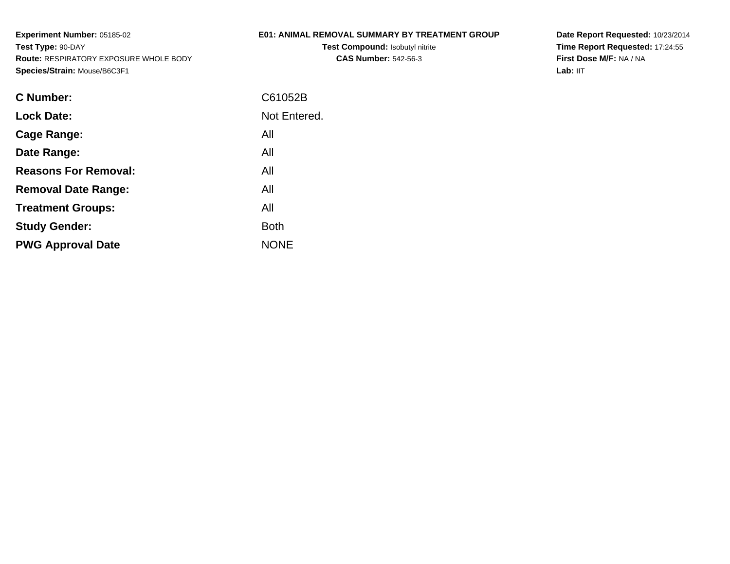**Experiment Number:** 05185-02
**Test Type:** 90-DAY
**Route:** RESPIRATORY EXPOSURE WHOLE BODY
**Species/Strain:** Mouse/B6C3F1

**E01: ANIMAL REMOVAL SUMMARY BY TREATMENT GROUP**
**Test Compound:** Isobutyl nitrite
**CAS Number:** 542-56-3

**Date Report Requested:** 10/23/2014
**Time Report Requested:** 17:24:55
**First Dose M/F:** NA / NA
**Lab:** IIT

| | |
|---|---|
| **C Number:** | C61052B |
| **Lock Date:** | Not Entered. |
| **Cage Range:** | All |
| **Date Range:** | All |
| **Reasons For Removal:** | All |
| **Removal Date Range:** | All |
| **Treatment Groups:** | All |
| **Study Gender:** | Both |
| **PWG Approval Date** | NONE |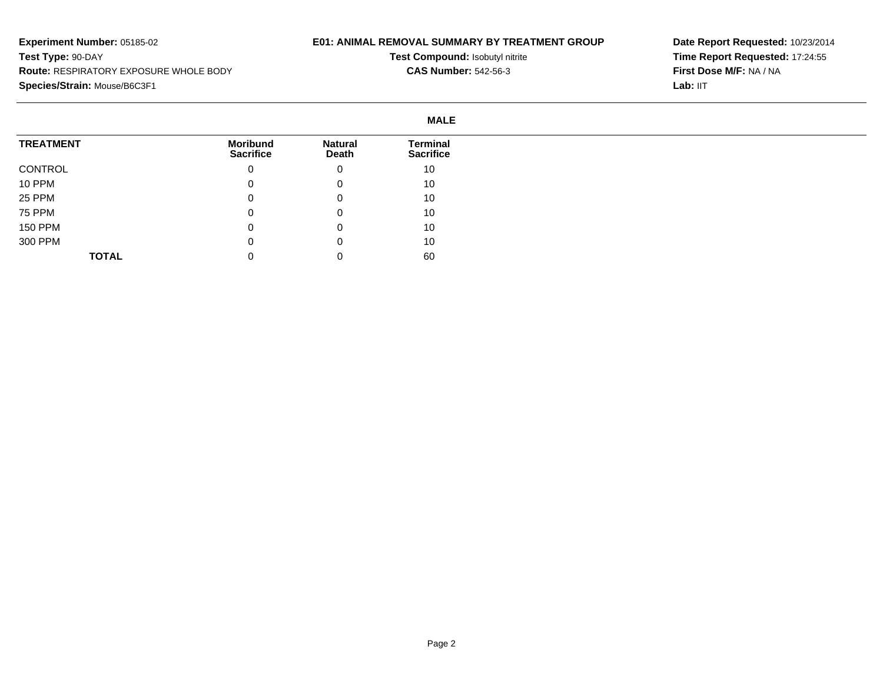**Experiment Number:** 05185-02
**Test Type:** 90-DAY
**Route:** RESPIRATORY EXPOSURE WHOLE BODY
**Species/Strain:** Mouse/B6C3F1

**E01: ANIMAL REMOVAL SUMMARY BY TREATMENT GROUP**

**Test Compound:** Isobutyl nitrite
**CAS Number:** 542-56-3

**Date Report Requested:** 10/23/2014
**Time Report Requested:** 17:24:55
**First Dose M/F:** NA / NA
**Lab:** IIT

**MALE**

| TREATMENT | Moribund Sacrifice | Natural Death | Terminal Sacrifice |
|---|---|---|---|
| CONTROL | 0 | 0 | 10 |
| 10 PPM | 0 | 0 | 10 |
| 25 PPM | 0 | 0 | 10 |
| 75 PPM | 0 | 0 | 10 |
| 150 PPM | 0 | 0 | 10 |
| 300 PPM | 0 | 0 | 10 |
| **TOTAL** | 0 | 0 | 60 |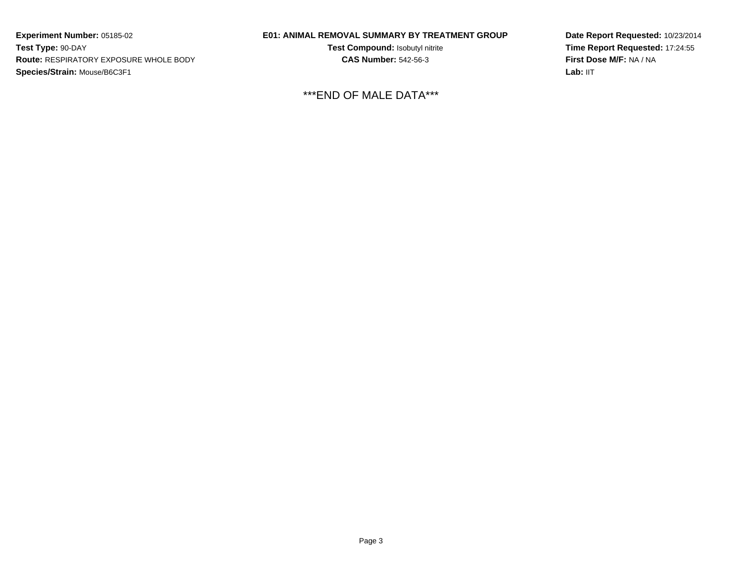**Experiment Number:** 05185-02
**Test Type:** 90-DAY
**Route:** RESPIRATORY EXPOSURE WHOLE BODY
**Species/Strain:** Mouse/B6C3F1

**E01: ANIMAL REMOVAL SUMMARY BY TREATMENT GROUP**
**Test Compound:** Isobutyl nitrite
**CAS Number:** 542-56-3

**Date Report Requested:** 10/23/2014
**Time Report Requested:** 17:24:55
**First Dose M/F:** NA / NA
**Lab:** IIT

***END OF MALE DATA***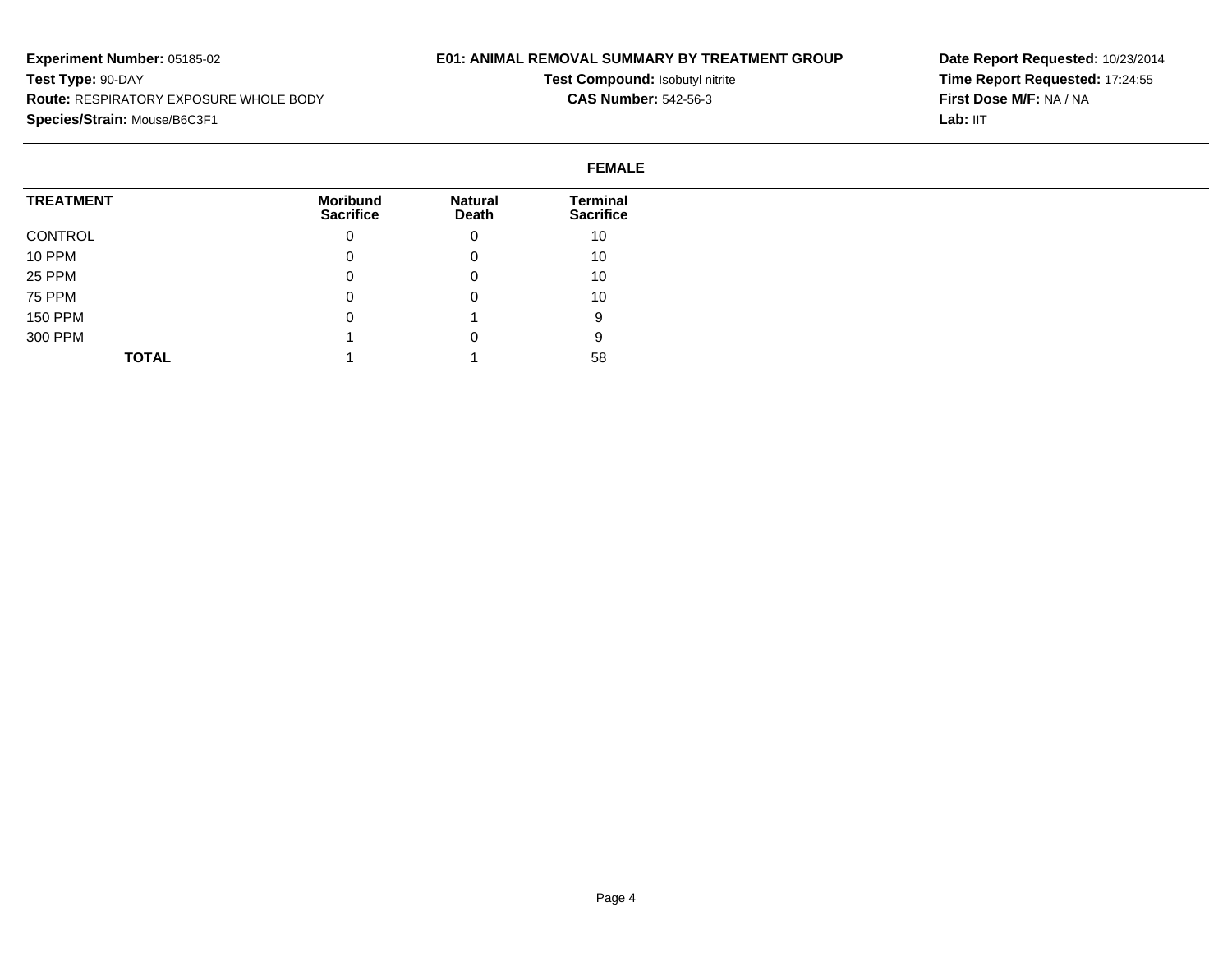**Experiment Number:** 05185-02
**Test Type:** 90-DAY
**Route:** RESPIRATORY EXPOSURE WHOLE BODY
**Species/Strain:** Mouse/B6C3F1

**E01: ANIMAL REMOVAL SUMMARY BY TREATMENT GROUP**
**Test Compound:** Isobutyl nitrite
**CAS Number:** 542-56-3

**Date Report Requested:** 10/23/2014
**Time Report Requested:** 17:24:55
**First Dose M/F:** NA / NA
**Lab:** IIT

**FEMALE**

| TREATMENT | Moribund Sacrifice | Natural Death | Terminal Sacrifice |
|---|---|---|---|
| CONTROL | 0 | 0 | 10 |
| 10 PPM | 0 | 0 | 10 |
| 25 PPM | 0 | 0 | 10 |
| 75 PPM | 0 | 0 | 10 |
| 150 PPM | 0 | 1 | 9 |
| 300 PPM | 1 | 0 | 9 |
| **TOTAL** | 1 | 1 | 58 |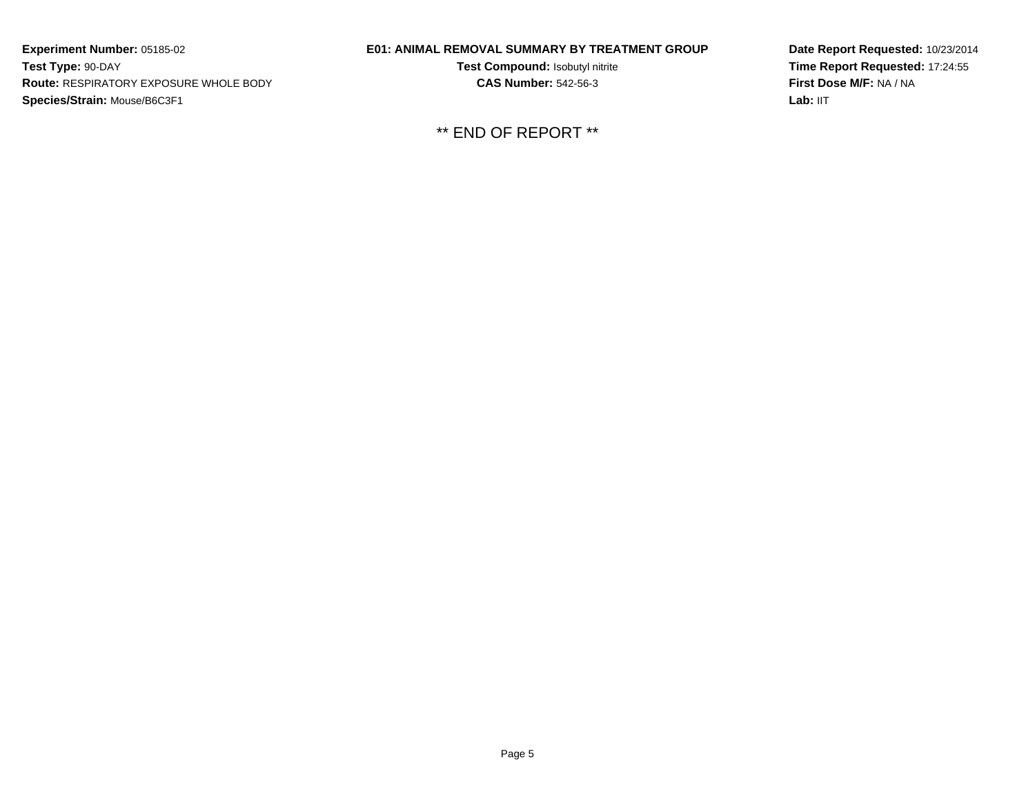**Experiment Number:** 05185-02
**Test Type:** 90-DAY
**Route:** RESPIRATORY EXPOSURE WHOLE BODY
**Species/Strain:** Mouse/B6C3F1

**E01: ANIMAL REMOVAL SUMMARY BY TREATMENT GROUP**
**Test Compound:** Isobutyl nitrite
**CAS Number:** 542-56-3

**Date Report Requested:** 10/23/2014
**Time Report Requested:** 17:24:55
**First Dose M/F:** NA / NA
**Lab:** IIT

** END OF REPORT **